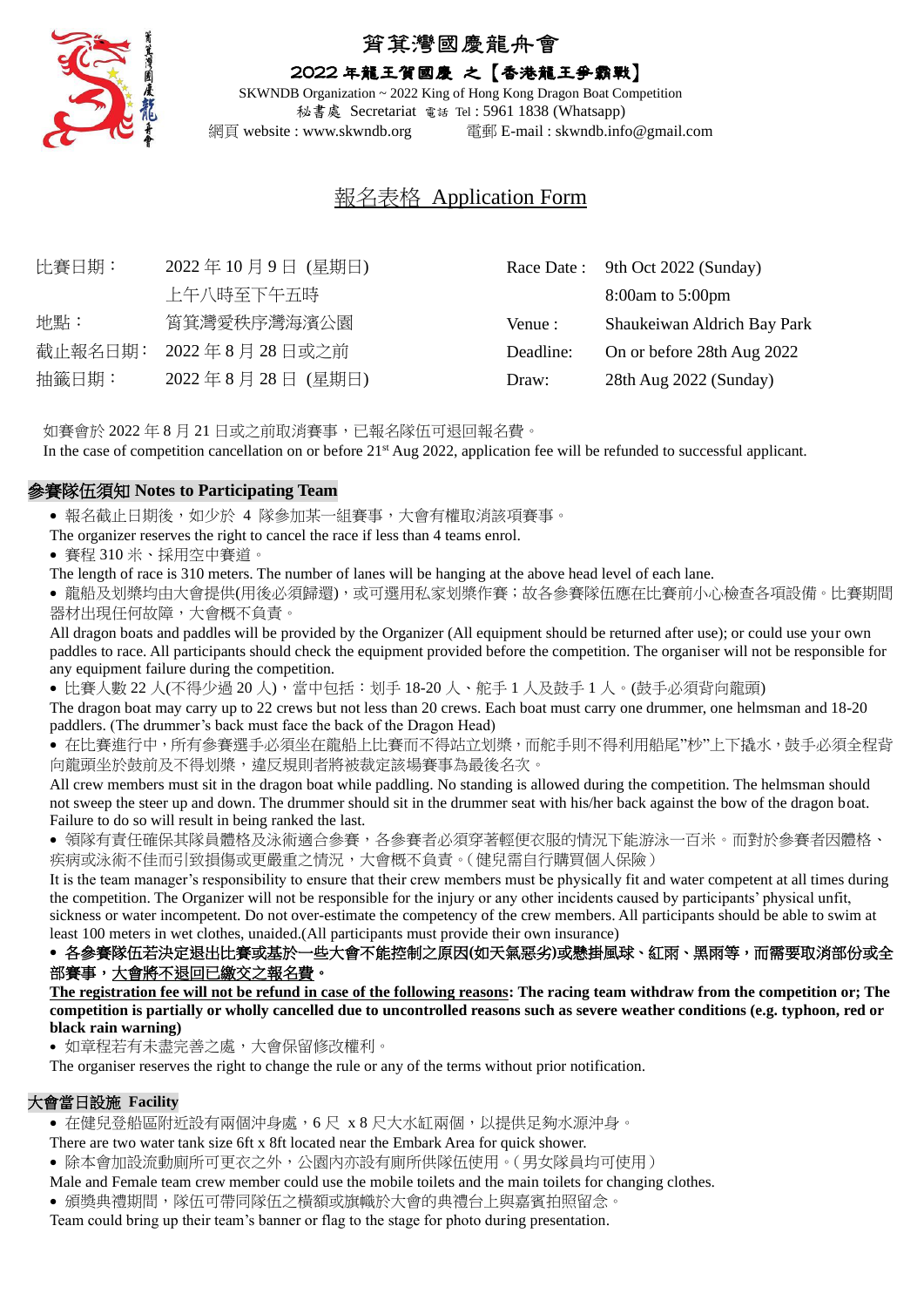# 筲箕灣國慶龍舟會

## 2022 年龍王賀國慶 之【香港龍王爭霸戰】

SKWNDB Organization ~ 2022 King of Hong Kong Dragon Boat Competition

秘書處 Secretariat 電話 Tel : 5961 1838 (Whatsapp)

網頁 website : www.skwndb.org 電郵 E-mail : skwndb.info@gmail.com

## 報名表格 Application Form

| 比賽日期： | 2022 年 10 月 9 日 (星期日) | Race Date : | 9th Oct 2022 (Sunday) |
|---|---|---|---|
| | 上午八時至下午五時 | | 8:00am to 5:00pm |
| 地點： | 筲箕灣愛秩序灣海濱公園 | Venue : | Shaukeiwan Aldrich Bay Park |
| 截止報名日期： | 2022 年 8 月 28 日或之前 | Deadline: | On or before 28th Aug 2022 |
| 抽籤日期： | 2022 年 8 月 28 日 (星期日) | Draw: | 28th Aug 2022 (Sunday) |

如賽會於 2022 年 8 月 21 日或之前取消賽事，已報名隊伍可退回報名費。
In the case of competition cancellation on or before 21st Aug 2022, application fee will be refunded to successful applicant.

### 參賽隊伍須知 Notes to Participating Team

- 報名截止日期後，如少於 4 隊參加某一組賽事，大會有權取消該項賽事。
The organizer reserves the right to cancel the race if less than 4 teams enrol.
- 賽程 310 米、採用空中賽道。
The length of race is 310 meters. The number of lanes will be hanging at the above head level of each lane.
- 龍船及划槳均由大會提供(用後必須歸還)，或可選用私家划槳作賽；故各參賽隊伍應在比賽前小心檢查各項設備。比賽期間器材出現任何故障，大會概不負責。
All dragon boats and paddles will be provided by the Organizer (All equipment should be returned after use); or could use your own paddles to race. All participants should check the equipment provided before the competition. The organiser will not be responsible for any equipment failure during the competition.
- 比賽人數 22 人(不得少過 20 人)，當中包括：划手 18-20 人、舵手 1 人及鼓手 1 人。(鼓手必須背向龍頭)
The dragon boat may carry up to 22 crews but not less than 20 crews. Each boat must carry one drummer, one helmsman and 18-20 paddlers. (The drummer's back must face the back of the Dragon Head)
- 在比賽進行中，所有參賽選手必須坐在龍船上比賽而不得站立划槳，而舵手則不得利用船尾"杪"上下撬水，鼓手必須全程背向龍頭坐於鼓前及不得划槳，違反規則者將被裁定該場賽事為最後名次。
All crew members must sit in the dragon boat while paddling. No standing is allowed during the competition. The helmsman should not sweep the steer up and down. The drummer should sit in the drummer seat with his/her back against the bow of the dragon boat. Failure to do so will result in being ranked the last.
- 領隊有責任確保其隊員體格及泳術適合參賽，各參賽者必須穿著輕便衣服的情況下能游泳一百米。而對於參賽者因體格、疾病或泳術不佳而引致損傷或更嚴重之情況，大會概不負責。(健兒需自行購買個人保險)
It is the team manager's responsibility to ensure that their crew members must be physically fit and water competent at all times during the competition. The Organizer will not be responsible for the injury or any other incidents caused by participants' physical unfit, sickness or water incompetent. Do not over-estimate the competency of the crew members. All participants should be able to swim at least 100 meters in wet clothes, unaided.(All participants must provide their own insurance)
- **各參賽隊伍若決定退出比賽或基於一些大會不能控制之原因(如天氣惡劣)或懸掛風球、紅雨、黑雨等，而需要取消部份或全部賽事，<u>大會將不退回已繳交之報名費</u>。**
**<u>The registration fee will not be refund in case of the following reasons</u>: The racing team withdraw from the competition or; The competition is partially or wholly cancelled due to uncontrolled reasons such as severe weather conditions (e.g. typhoon, red or black rain warning)**
- 如章程若有未盡完善之處，大會保留修改權利。
The organiser reserves the right to change the rule or any of the terms without prior notification.

### 大會當日設施 Facility

- 在健兒登船區附近設有兩個沖身處，6 尺 x 8 尺大水缸兩個，以提供足夠水源沖身。
There are two water tank size 6ft x 8ft located near the Embark Area for quick shower.
- 除本會加設流動廁所可更衣之外，公園內亦設有廁所供隊伍使用。(男女隊員均可使用)
Male and Female team crew member could use the mobile toilets and the main toilets for changing clothes.
- 頒獎典禮期間，隊伍可帶同隊伍之橫額或旗幟於大會的典禮台上與嘉賓拍照留念。
Team could bring up their team's banner or flag to the stage for photo during presentation.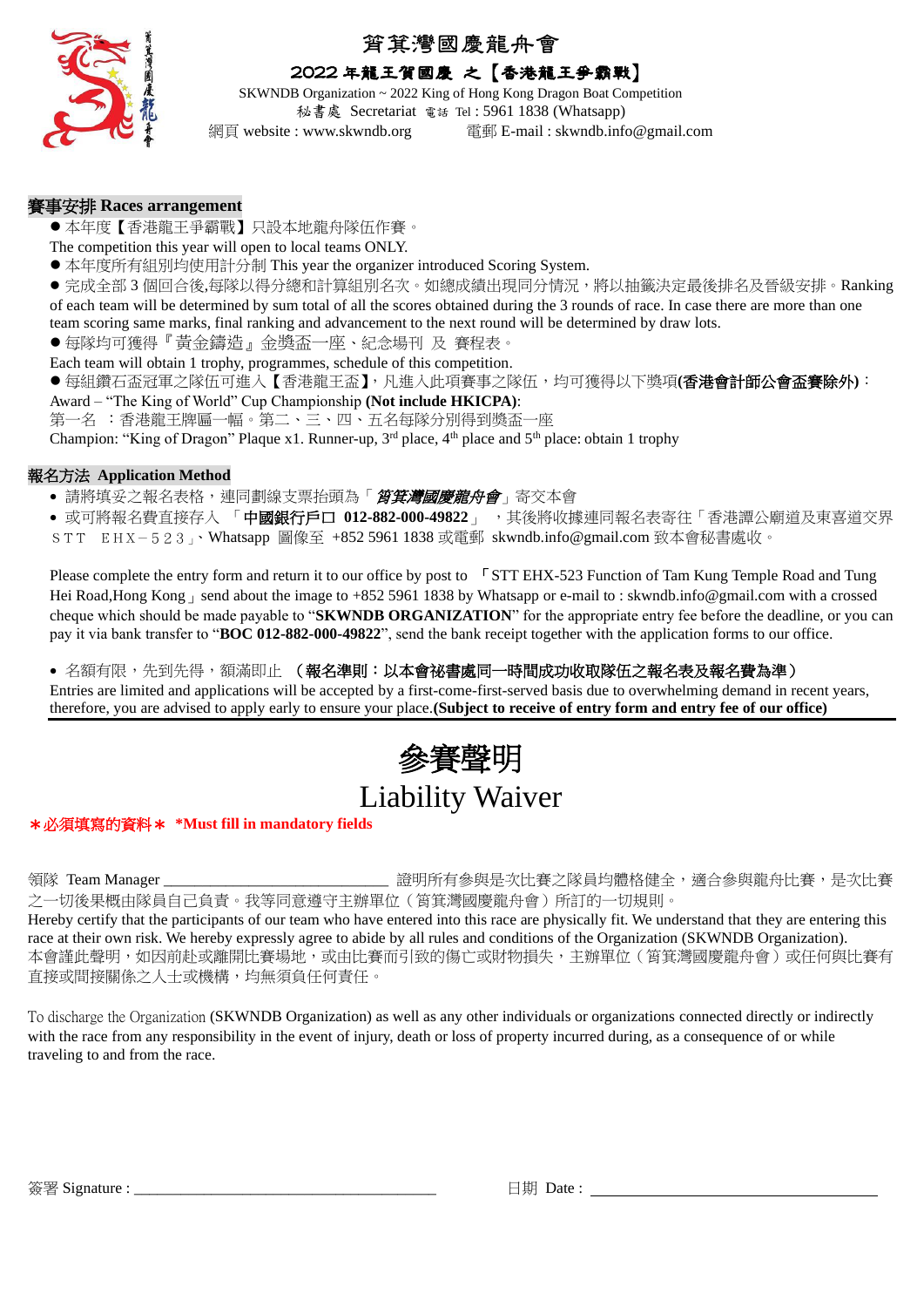# 筲箕灣國慶龍舟會

## 2022 年龍王賀國慶 之【香港龍王爭霸戰】

SKWNDB Organization ~ 2022 King of Hong Kong Dragon Boat Competition

秘書處 Secretariat 電話 Tel : 5961 1838 (Whatsapp)

網頁 website : www.skwndb.org 電郵 E-mail : skwndb.info@gmail.com

## 賽事安排 Races arrangement

- 本年度【香港龍王爭霸戰】只設本地龍舟隊伍作賽。
  The competition this year will open to local teams ONLY.
- 本年度所有組別均使用計分制 This year the organizer introduced Scoring System.
- 完成全部 3 個回合後,每隊以得分總和計算組別名次。如總成績出現同分情況，將以抽籤決定最後排名及晉級安排。Ranking of each team will be determined by sum total of all the scores obtained during the 3 rounds of race. In case there are more than one team scoring same marks, final ranking and advancement to the next round will be determined by draw lots.
- 每隊均可獲得『黃金鑄造』金獎盃一座、紀念場刊 及 賽程表。
  Each team will obtain 1 trophy, programmes, schedule of this competition.
- 每組鑽石盃冠軍之隊伍可進入【香港龍王盃】，凡進入此項賽事之隊伍，均可獲得以下獎項**(香港會計師公會盃賽除外)**：
  Award – "The King of World" Cup Championship **(Not include HKICPA)**:
  第一名 ：香港龍王牌匾一幅。第二、三、四、五名每隊分別得到獎盃一座
  Champion: "King of Dragon" Plaque x1. Runner-up, 3rd place, 4th place and 5th place: obtain 1 trophy

## 報名方法 Application Method

- 請將填妥之報名表格，連同劃線支票抬頭為「***筲箕灣國慶龍舟會***」寄交本會
- 或可將報名費直接存入 「**中國銀行戶口 012-882-000-49822**」 ，其後將收據連同報名表寄往「香港譚公廟道及東喜道交界 ＳＴＴ ＥＨＸ－５２３」、Whatsapp 圖像至 +852 5961 1838 或電郵 skwndb.info@gmail.com 致本會秘書處收。

Please complete the entry form and return it to our office by post to 「STT EHX-523 Function of Tam Kung Temple Road and Tung Hei Road,Hong Kong」send about the image to +852 5961 1838 by Whatsapp or e-mail to : skwndb.info@gmail.com with a crossed cheque which should be made payable to "**SKWNDB ORGANIZATION**" for the appropriate entry fee before the deadline, or you can pay it via bank transfer to "**BOC 012-882-000-49822**", send the bank receipt together with the application forms to our office.

- 名額有限，先到先得，額滿即止 **（報名準則：以本會祕書處同一時間成功收取隊伍之報名表及報名費為準）**
  Entries are limited and applications will be accepted by a first-come-first-served basis due to overwhelming demand in recent years, therefore, you are advised to apply early to ensure your place.**(Subject to receive of entry form and entry fee of our office)**

# 參賽聲明

# Liability Waiver

**＊必須填寫的資料＊ \*Must fill in mandatory fields**

領隊 Team Manager ___________________________ 證明所有參與是次比賽之隊員均體格健全，適合參與龍舟比賽，是次比賽之一切後果概由隊員自己負責。我等同意遵守主辦單位（筲箕灣國慶龍舟會）所訂的一切規則。

Hereby certify that the participants of our team who have entered into this race are physically fit. We understand that they are entering this race at their own risk. We hereby expressly agree to abide by all rules and conditions of the Organization (SKWNDB Organization).

本會謹此聲明，如因前赴或離開比賽場地，或由比賽而引致的傷亡或財物損失，主辦單位（筲箕灣國慶龍舟會）或任何與比賽有直接或間接關係之人士或機構，均無須負任何責任。

To discharge the Organization (SKWNDB Organization) as well as any other individuals or organizations connected directly or indirectly with the race from any responsibility in the event of injury, death or loss of property incurred during, as a consequence of or while traveling to and from the race.

簽署 Signature : _____________________________________ 日期 Date : _____________________________________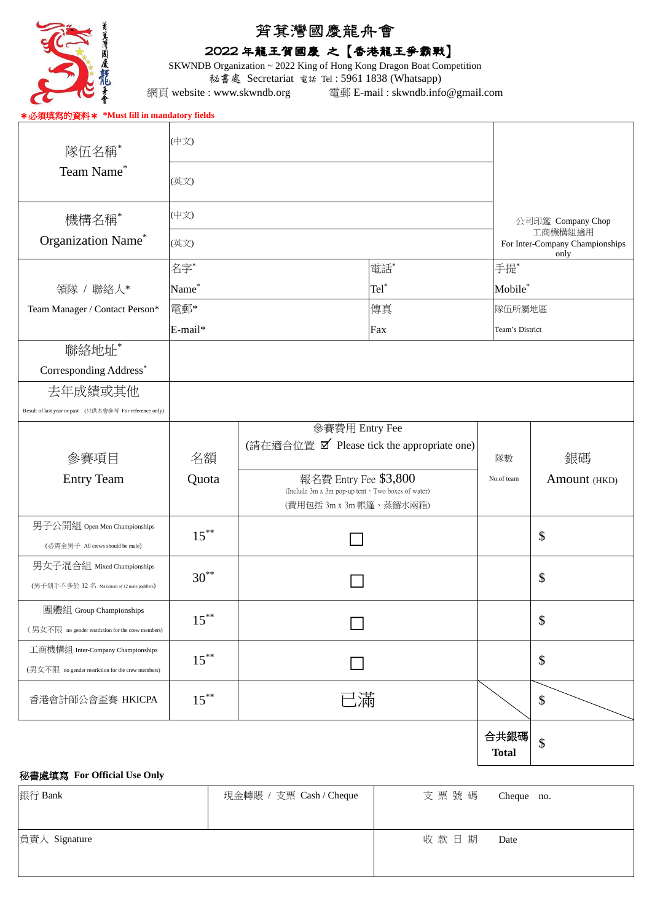# 筲箕灣國慶龍舟會

## 2022 年龍王賀國慶 之【香港龍王爭霸戰】

SKWNDB Organization ~ 2022 King of Hong Kong Dragon Boat Competition

秘書處 Secretariat 電話 Tel : 5961 1838 (Whatsapp)

網頁 website : www.skwndb.org 電郵 E-mail : skwndb.info@gmail.com

**＊必須填寫的資料＊ *Must fill in mandatory fields**

| | | | | |
|---|---|---|---|---|
| 隊伍名稱* Team Name* | (中文) | | | 公司印鑑 Company Chop 工商機構組適用 For Inter-Company Championships only |
| | (英文) | | | |
| 機構名稱* Organization Name* | (中文) | | | |
| | (英文) | | | |
| 領隊 / 聯絡人* Team Manager / Contact Person* | 名字* Name* | 電話* Tel* | | 手提* Mobile* |
| | 電郵* E-mail* | 傳真 Fax | | 隊伍所屬地區 Team's District |
| 聯絡地址* Corresponding Address* | | | | |
| 去年成績或其他 Result of last year or past (只供本會參考 For reference only) | | | | |

| 參賽項目 Entry Team | 名額 Quota | 參賽費用 Entry Fee (請在適合位置 ☑ Please tick the appropriate one) 報名費 Entry Fee $3,800 (Include 3m x 3m pop-up tent、Two boxes of water) (費用包括 3m x 3m 帳篷、蒸餾水兩箱) | 隊數 No.of team | 銀碼 Amount (HKD) |
|---|---|---|---|---|
| 男子公開組 Open Men Championships (必需全男子 All crews should be male) | 15** | ☐ | | $ |
| 男女子混合組 Mixed Championships (男子划手不多於 12 名 Maximum of 12 male paddlers) | 30** | ☐ | | $ |
| 團體組 Group Championships (男女不限 no gender restriction for the crew members) | 15** | ☐ | | $ |
| 工商機構組 Inter-Company Championships (男女不限 no gender restriction for the crew members) | 15** | ☐ | | $ |
| 香港會計師公會盃賽 HKICPA | 15** | 已滿 | | $ |
| | | | **合共銀碼 Total** | $ |

**秘書處填寫 For Official Use Only**

| | | |
|---|---|---|
| 銀行 Bank | 現金轉賬 / 支票 Cash / Cheque | 支 票 號 碼 Cheque no. |
| 負責人 Signature | | 收 款 日 期 Date |